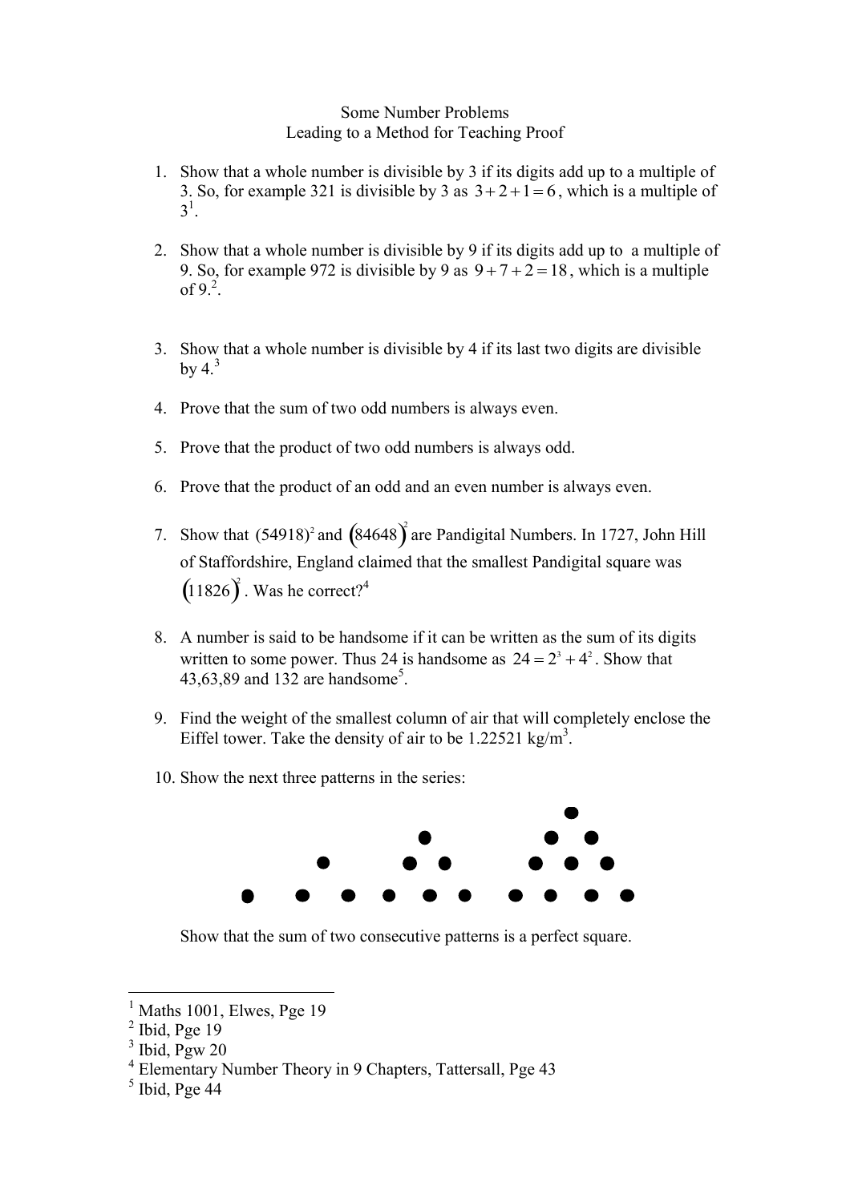Some Number Problems
Leading to a Method for Teaching Proof

1. Show that a whole number is divisible by 3 if its digits add up to a multiple of 3. So, for example 321 is divisible by 3 as $3+2+1=6$, which is a multiple of 3[1].

2. Show that a whole number is divisible by 9 if its digits add up to a multiple of 9. So, for example 972 is divisible by 9 as $9+7+2=18$, which is a multiple of 9.[2].

3. Show that a whole number is divisible by 4 if its last two digits are divisible by 4.[3]

4. Prove that the sum of two odd numbers is always even.

5. Prove that the product of two odd numbers is always odd.

6. Prove that the product of an odd and an even number is always even.

7. Show that $(54918)^2$ and $(84648)^2$ are Pandigital Numbers. In 1727, John Hill of Staffordshire, England claimed that the smallest Pandigital square was $(11826)^2$. Was he correct?[4]

8. A number is said to be handsome if it can be written as the sum of its digits written to some power. Thus 24 is handsome as $24 = 2^3 + 4^2$. Show that 43,63,89 and 132 are handsome[5].

9. Find the weight of the smallest column of air that will completely enclose the Eiffel tower. Take the density of air to be 1.22521 kg/m$^3$.

10. Show the next three patterns in the series:

    Show that the sum of two consecutive patterns is a perfect square.

---

[1] Maths 1001, Elwes, Pge 19
[2] Ibid, Pge 19
[3] Ibid, Pgw 20
[4] Elementary Number Theory in 9 Chapters, Tattersall, Pge 43
[5] Ibid, Pge 44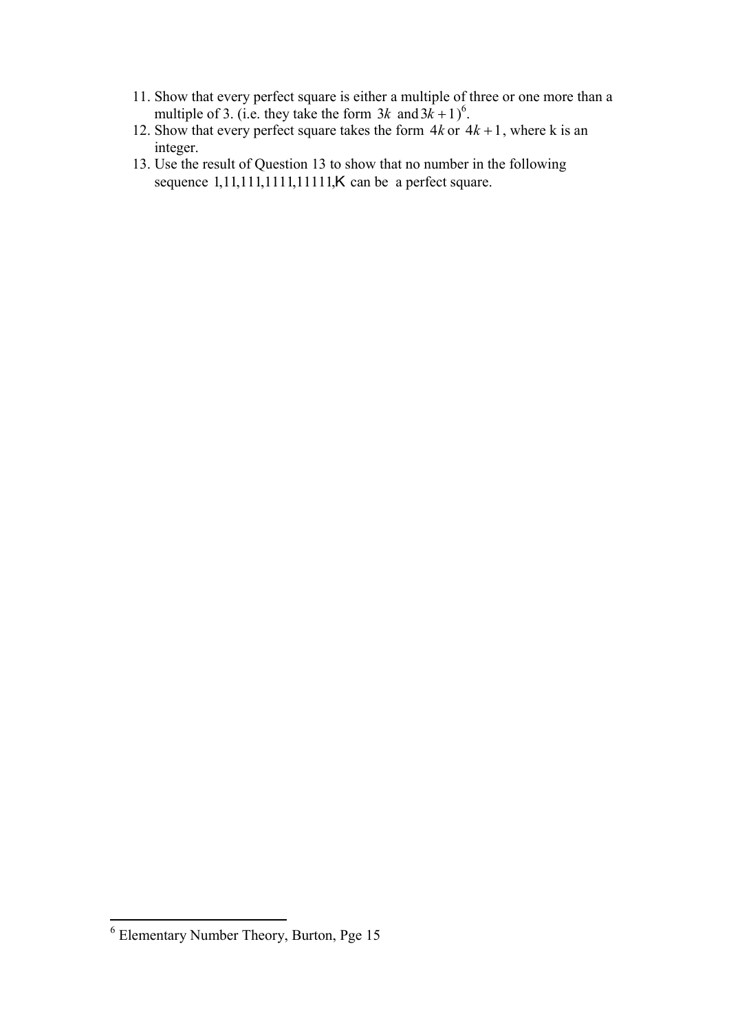11. Show that every perfect square is either a multiple of three or one more than a multiple of 3. (i.e. they take the form $3k$ and $3k+1$)[6].
12. Show that every perfect square takes the form $4k$ or $4k+1$, where k is an integer.
13. Use the result of Question 13 to show that no number in the following sequence $1, 11, 111, 1111, 11111, \ldots$ can be a perfect square.

[6] Elementary Number Theory, Burton, Pge 15